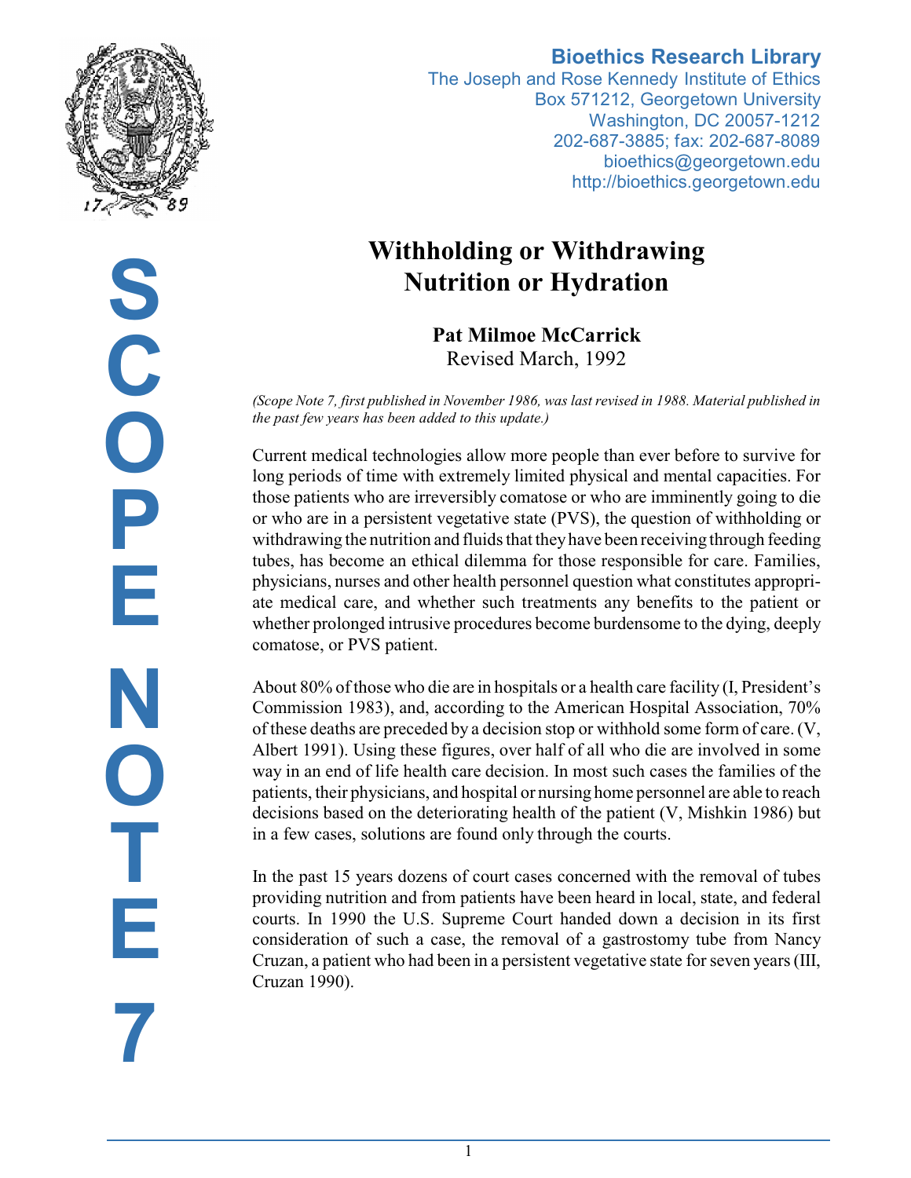**Bioethics Research Library**
The Joseph and Rose Kennedy Institute of Ethics
Box 571212, Georgetown University
Washington, DC 20057-1212
202-687-3885; fax: 202-687-8089
bioethics@georgetown.edu
http://bioethics.georgetown.edu

SCOPE NOTE 7

# Withholding or Withdrawing Nutrition or Hydration

**Pat Milmoe McCarrick**
Revised March, 1992

*(Scope Note 7, first published in November 1986, was last revised in 1988. Material published in the past few years has been added to this update.)*

Current medical technologies allow more people than ever before to survive for long periods of time with extremely limited physical and mental capacities. For those patients who are irreversibly comatose or who are imminently going to die or who are in a persistent vegetative state (PVS), the question of withholding or withdrawing the nutrition and fluids that they have been receiving through feeding tubes, has become an ethical dilemma for those responsible for care. Families, physicians, nurses and other health personnel question what constitutes appropriate medical care, and whether such treatments any benefits to the patient or whether prolonged intrusive procedures become burdensome to the dying, deeply comatose, or PVS patient.

About 80% of those who die are in hospitals or a health care facility (I, President's Commission 1983), and, according to the American Hospital Association, 70% of these deaths are preceded by a decision stop or withhold some form of care. (V, Albert 1991). Using these figures, over half of all who die are involved in some way in an end of life health care decision. In most such cases the families of the patients, their physicians, and hospital or nursing home personnel are able to reach decisions based on the deteriorating health of the patient (V, Mishkin 1986) but in a few cases, solutions are found only through the courts.

In the past 15 years dozens of court cases concerned with the removal of tubes providing nutrition and from patients have been heard in local, state, and federal courts. In 1990 the U.S. Supreme Court handed down a decision in its first consideration of such a case, the removal of a gastrostomy tube from Nancy Cruzan, a patient who had been in a persistent vegetative state for seven years (III, Cruzan 1990).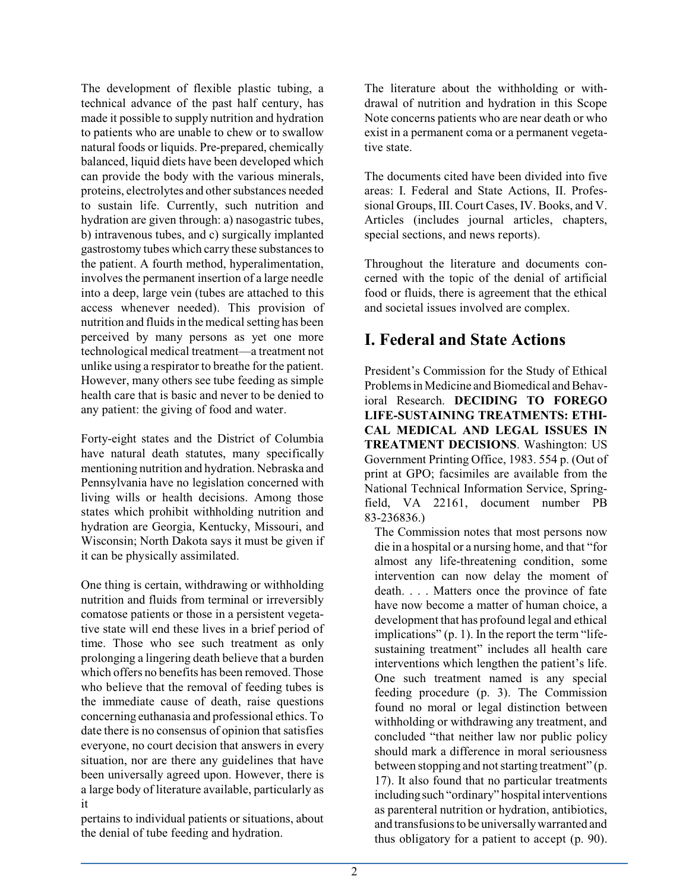The development of flexible plastic tubing, a technical advance of the past half century, has made it possible to supply nutrition and hydration to patients who are unable to chew or to swallow natural foods or liquids. Pre-prepared, chemically balanced, liquid diets have been developed which can provide the body with the various minerals, proteins, electrolytes and other substances needed to sustain life. Currently, such nutrition and hydration are given through: a) nasogastric tubes, b) intravenous tubes, and c) surgically implanted gastrostomy tubes which carry these substances to the patient. A fourth method, hyperalimentation, involves the permanent insertion of a large needle into a deep, large vein (tubes are attached to this access whenever needed). This provision of nutrition and fluids in the medical setting has been perceived by many persons as yet one more technological medical treatment—a treatment not unlike using a respirator to breathe for the patient. However, many others see tube feeding as simple health care that is basic and never to be denied to any patient: the giving of food and water.

Forty-eight states and the District of Columbia have natural death statutes, many specifically mentioning nutrition and hydration. Nebraska and Pennsylvania have no legislation concerned with living wills or health decisions. Among those states which prohibit withholding nutrition and hydration are Georgia, Kentucky, Missouri, and Wisconsin; North Dakota says it must be given if it can be physically assimilated.

One thing is certain, withdrawing or withholding nutrition and fluids from terminal or irreversibly comatose patients or those in a persistent vegetative state will end these lives in a brief period of time. Those who see such treatment as only prolonging a lingering death believe that a burden which offers no benefits has been removed. Those who believe that the removal of feeding tubes is the immediate cause of death, raise questions concerning euthanasia and professional ethics. To date there is no consensus of opinion that satisfies everyone, no court decision that answers in every situation, nor are there any guidelines that have been universally agreed upon. However, there is a large body of literature available, particularly as it pertains to individual patients or situations, about the denial of tube feeding and hydration.

The literature about the withholding or withdrawal of nutrition and hydration in this Scope Note concerns patients who are near death or who exist in a permanent coma or a permanent vegetative state.

The documents cited have been divided into five areas: I. Federal and State Actions, II. Professional Groups, III. Court Cases, IV. Books, and V. Articles (includes journal articles, chapters, special sections, and news reports).

Throughout the literature and documents concerned with the topic of the denial of artificial food or fluids, there is agreement that the ethical and societal issues involved are complex.

## I. Federal and State Actions

President's Commission for the Study of Ethical Problems in Medicine and Biomedical and Behavioral Research. **DECIDING TO FOREGO LIFE-SUSTAINING TREATMENTS: ETHICAL MEDICAL AND LEGAL ISSUES IN TREATMENT DECISIONS**. Washington: US Government Printing Office, 1983. 554 p. (Out of print at GPO; facsimiles are available from the National Technical Information Service, Springfield, VA 22161, document number PB 83-236836.)

The Commission notes that most persons now die in a hospital or a nursing home, and that "for almost any life-threatening condition, some intervention can now delay the moment of death. . . . Matters once the province of fate have now become a matter of human choice, a development that has profound legal and ethical implications" (p. 1). In the report the term "life-sustaining treatment" includes all health care interventions which lengthen the patient's life. One such treatment named is any special feeding procedure (p. 3). The Commission found no moral or legal distinction between withholding or withdrawing any treatment, and concluded "that neither law nor public policy should mark a difference in moral seriousness between stopping and not starting treatment" (p. 17). It also found that no particular treatments including such "ordinary" hospital interventions as parenteral nutrition or hydration, antibiotics, and transfusions to be universally warranted and thus obligatory for a patient to accept (p. 90).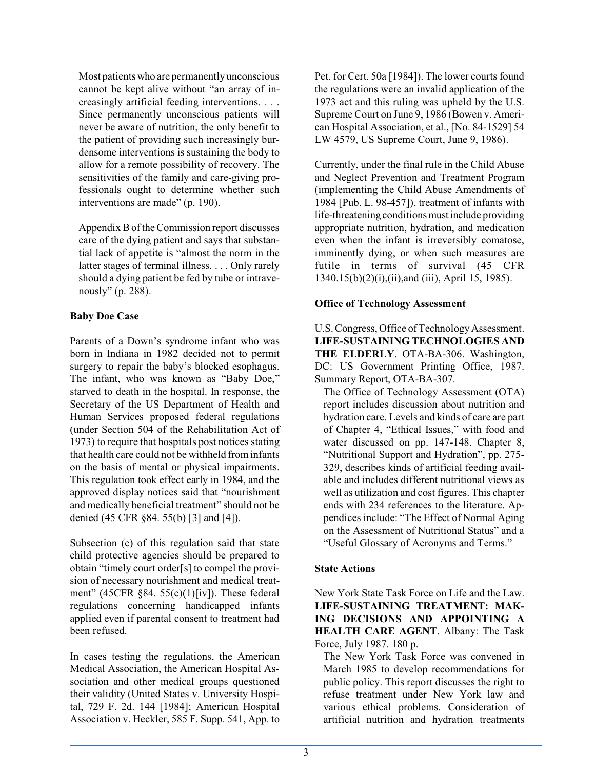Most patients who are permanently unconscious cannot be kept alive without "an array of increasingly artificial feeding interventions. . . . Since permanently unconscious patients will never be aware of nutrition, the only benefit to the patient of providing such increasingly burdensome interventions is sustaining the body to allow for a remote possibility of recovery. The sensitivities of the family and care-giving professionals ought to determine whether such interventions are made" (p. 190).

Appendix B of the Commission report discusses care of the dying patient and says that substantial lack of appetite is "almost the norm in the latter stages of terminal illness. . . . Only rarely should a dying patient be fed by tube or intravenously" (p. 288).

### Baby Doe Case

Parents of a Down's syndrome infant who was born in Indiana in 1982 decided not to permit surgery to repair the baby's blocked esophagus. The infant, who was known as "Baby Doe," starved to death in the hospital. In response, the Secretary of the US Department of Health and Human Services proposed federal regulations (under Section 504 of the Rehabilitation Act of 1973) to require that hospitals post notices stating that health care could not be withheld from infants on the basis of mental or physical impairments. This regulation took effect early in 1984, and the approved display notices said that "nourishment and medically beneficial treatment" should not be denied (45 CFR §84. 55(b) [3] and [4]).

Subsection (c) of this regulation said that state child protective agencies should be prepared to obtain "timely court order[s] to compel the provision of necessary nourishment and medical treatment" (45CFR §84. 55(c)(1)[iv]). These federal regulations concerning handicapped infants applied even if parental consent to treatment had been refused.

In cases testing the regulations, the American Medical Association, the American Hospital Association and other medical groups questioned their validity (United States v. University Hospital, 729 F. 2d. 144 [1984]; American Hospital Association v. Heckler, 585 F. Supp. 541, App. to Pet. for Cert. 50a [1984]). The lower courts found the regulations were an invalid application of the 1973 act and this ruling was upheld by the U.S. Supreme Court on June 9, 1986 (Bowen v. American Hospital Association, et al., [No. 84-1529] 54 LW 4579, US Supreme Court, June 9, 1986).

Currently, under the final rule in the Child Abuse and Neglect Prevention and Treatment Program (implementing the Child Abuse Amendments of 1984 [Pub. L. 98-457]), treatment of infants with life-threatening conditions must include providing appropriate nutrition, hydration, and medication even when the infant is irreversibly comatose, imminently dying, or when such measures are futile in terms of survival (45 CFR 1340.15(b)(2)(i),(ii),and (iii), April 15, 1985).

### Office of Technology Assessment

U.S. Congress, Office of Technology Assessment. **LIFE-SUSTAINING TECHNOLOGIES AND THE ELDERLY**. OTA-BA-306. Washington, DC: US Government Printing Office, 1987. Summary Report, OTA-BA-307.

The Office of Technology Assessment (OTA) report includes discussion about nutrition and hydration care. Levels and kinds of care are part of Chapter 4, "Ethical Issues," with food and water discussed on pp. 147-148. Chapter 8, "Nutritional Support and Hydration", pp. 275-329, describes kinds of artificial feeding available and includes different nutritional views as well as utilization and cost figures. This chapter ends with 234 references to the literature. Appendices include: "The Effect of Normal Aging on the Assessment of Nutritional Status" and a "Useful Glossary of Acronyms and Terms."

### State Actions

New York State Task Force on Life and the Law. **LIFE-SUSTAINING TREATMENT: MAKING DECISIONS AND APPOINTING A HEALTH CARE AGENT**. Albany: The Task Force, July 1987. 180 p.

The New York Task Force was convened in March 1985 to develop recommendations for public policy. This report discusses the right to refuse treatment under New York law and various ethical problems. Consideration of artificial nutrition and hydration treatments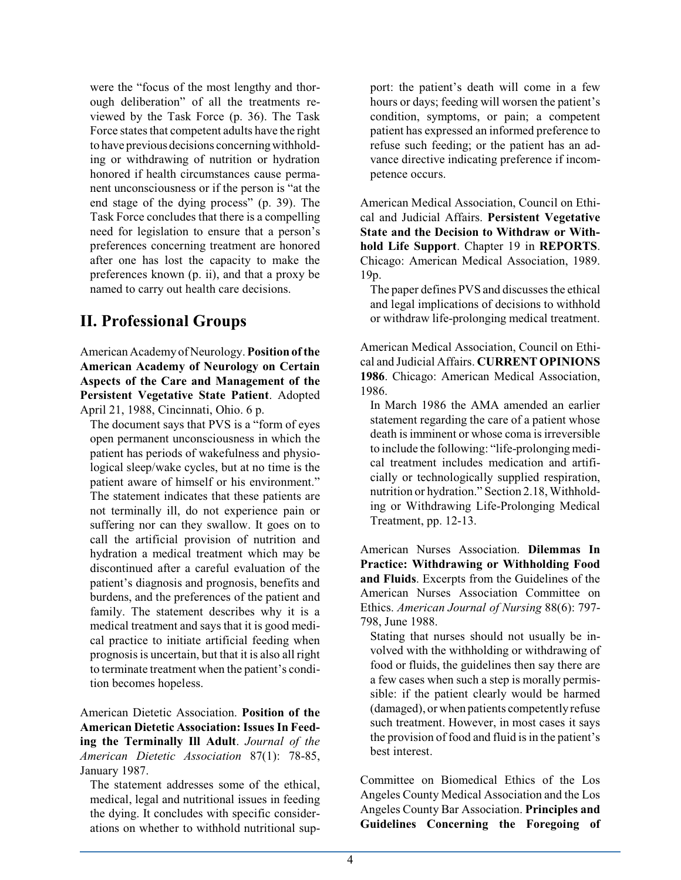were the "focus of the most lengthy and thorough deliberation" of all the treatments reviewed by the Task Force (p. 36). The Task Force states that competent adults have the right to have previous decisions concerning withholding or withdrawing of nutrition or hydration honored if health circumstances cause permanent unconsciousness or if the person is "at the end stage of the dying process" (p. 39). The Task Force concludes that there is a compelling need for legislation to ensure that a person's preferences concerning treatment are honored after one has lost the capacity to make the preferences known (p. ii), and that a proxy be named to carry out health care decisions.

## II. Professional Groups

American Academy of Neurology. **Position of the American Academy of Neurology on Certain Aspects of the Care and Management of the Persistent Vegetative State Patient**. Adopted April 21, 1988, Cincinnati, Ohio. 6 p.

The document says that PVS is a "form of eyes open permanent unconsciousness in which the patient has periods of wakefulness and physiological sleep/wake cycles, but at no time is the patient aware of himself or his environment." The statement indicates that these patients are not terminally ill, do not experience pain or suffering nor can they swallow. It goes on to call the artificial provision of nutrition and hydration a medical treatment which may be discontinued after a careful evaluation of the patient's diagnosis and prognosis, benefits and burdens, and the preferences of the patient and family. The statement describes why it is a medical treatment and says that it is good medical practice to initiate artificial feeding when prognosis is uncertain, but that it is also all right to terminate treatment when the patient's condition becomes hopeless.

American Dietetic Association. **Position of the American Dietetic Association: Issues In Feeding the Terminally Ill Adult**. *Journal of the American Dietetic Association* 87(1): 78-85, January 1987.

The statement addresses some of the ethical, medical, legal and nutritional issues in feeding the dying. It concludes with specific considerations on whether to withhold nutritional support: the patient's death will come in a few hours or days; feeding will worsen the patient's condition, symptoms, or pain; a competent patient has expressed an informed preference to refuse such feeding; or the patient has an advance directive indicating preference if incompetence occurs.

American Medical Association, Council on Ethical and Judicial Affairs. **Persistent Vegetative State and the Decision to Withdraw or Withhold Life Support**. Chapter 19 in **REPORTS**. Chicago: American Medical Association, 1989. 19p.

The paper defines PVS and discusses the ethical and legal implications of decisions to withhold or withdraw life-prolonging medical treatment.

American Medical Association, Council on Ethical and Judicial Affairs. **CURRENT OPINIONS 1986**. Chicago: American Medical Association, 1986.

In March 1986 the AMA amended an earlier statement regarding the care of a patient whose death is imminent or whose coma is irreversible to include the following: "life-prolonging medical treatment includes medication and artificially or technologically supplied respiration, nutrition or hydration." Section 2.18, Withholding or Withdrawing Life-Prolonging Medical Treatment, pp. 12-13.

American Nurses Association. **Dilemmas In Practice: Withdrawing or Withholding Food and Fluids**. Excerpts from the Guidelines of the American Nurses Association Committee on Ethics. *American Journal of Nursing* 88(6): 797-798, June 1988.

Stating that nurses should not usually be involved with the withholding or withdrawing of food or fluids, the guidelines then say there are a few cases when such a step is morally permissible: if the patient clearly would be harmed (damaged), or when patients competently refuse such treatment. However, in most cases it says the provision of food and fluid is in the patient's best interest.

Committee on Biomedical Ethics of the Los Angeles County Medical Association and the Los Angeles County Bar Association. **Principles and Guidelines Concerning the Foregoing of**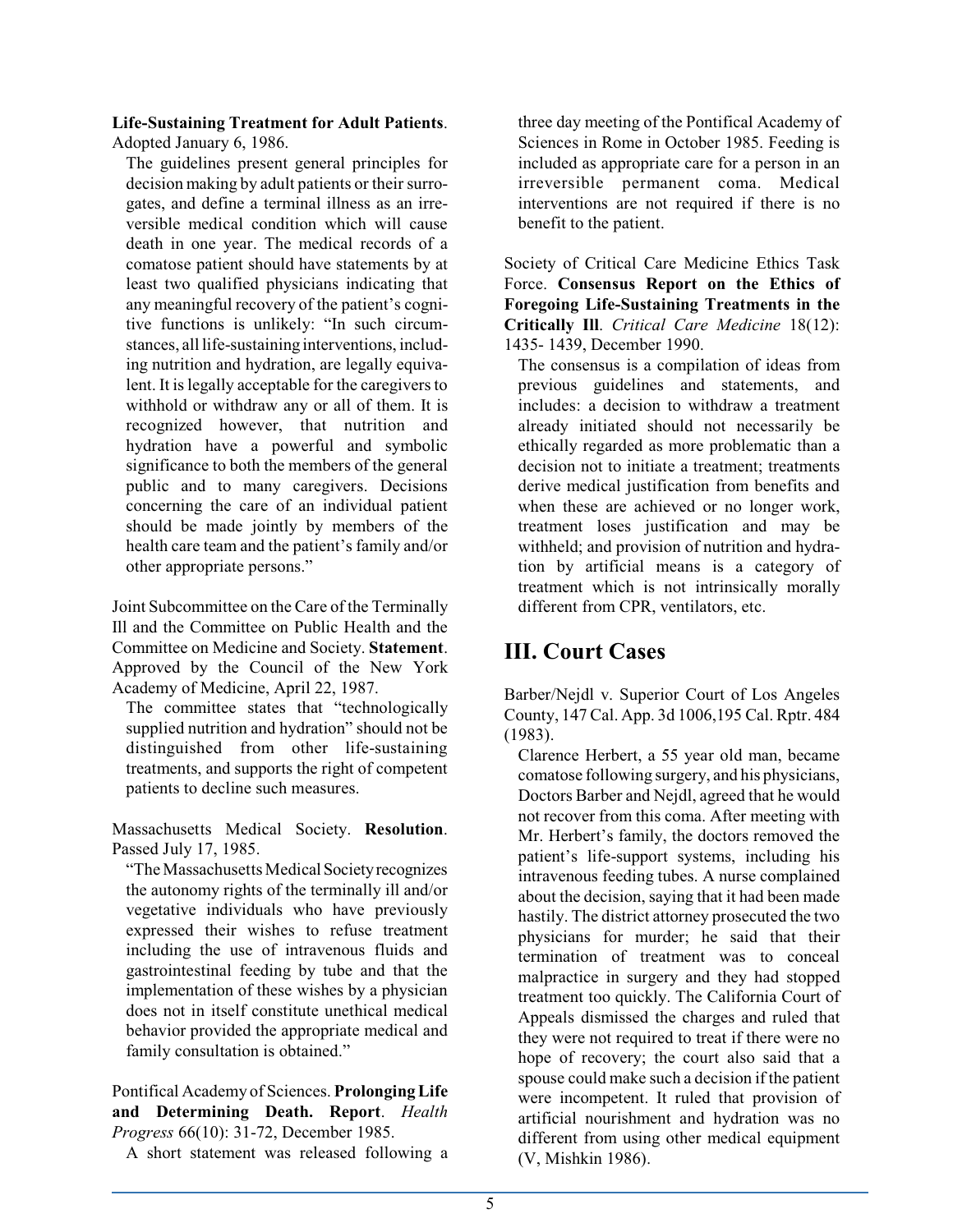**Life-Sustaining Treatment for Adult Patients**. Adopted January 6, 1986.

The guidelines present general principles for decision making by adult patients or their surrogates, and define a terminal illness as an irreversible medical condition which will cause death in one year. The medical records of a comatose patient should have statements by at least two qualified physicians indicating that any meaningful recovery of the patient's cognitive functions is unlikely: "In such circumstances, all life-sustaining interventions, including nutrition and hydration, are legally equivalent. It is legally acceptable for the caregivers to withhold or withdraw any or all of them. It is recognized however, that nutrition and hydration have a powerful and symbolic significance to both the members of the general public and to many caregivers. Decisions concerning the care of an individual patient should be made jointly by members of the health care team and the patient's family and/or other appropriate persons."

Joint Subcommittee on the Care of the Terminally Ill and the Committee on Public Health and the Committee on Medicine and Society. **Statement**. Approved by the Council of the New York Academy of Medicine, April 22, 1987.

The committee states that "technologically supplied nutrition and hydration" should not be distinguished from other life-sustaining treatments, and supports the right of competent patients to decline such measures.

Massachusetts Medical Society. **Resolution**. Passed July 17, 1985.

"The Massachusetts Medical Society recognizes the autonomy rights of the terminally ill and/or vegetative individuals who have previously expressed their wishes to refuse treatment including the use of intravenous fluids and gastrointestinal feeding by tube and that the implementation of these wishes by a physician does not in itself constitute unethical medical behavior provided the appropriate medical and family consultation is obtained."

Pontifical Academy of Sciences. **Prolonging Life and Determining Death. Report**. *Health Progress* 66(10): 31-72, December 1985.

A short statement was released following a three day meeting of the Pontifical Academy of Sciences in Rome in October 1985. Feeding is included as appropriate care for a person in an irreversible permanent coma. Medical interventions are not required if there is no benefit to the patient.

Society of Critical Care Medicine Ethics Task Force. **Consensus Report on the Ethics of Foregoing Life-Sustaining Treatments in the Critically Ill**. *Critical Care Medicine* 18(12): 1435- 1439, December 1990.

The consensus is a compilation of ideas from previous guidelines and statements, and includes: a decision to withdraw a treatment already initiated should not necessarily be ethically regarded as more problematic than a decision not to initiate a treatment; treatments derive medical justification from benefits and when these are achieved or no longer work, treatment loses justification and may be withheld; and provision of nutrition and hydration by artificial means is a category of treatment which is not intrinsically morally different from CPR, ventilators, etc.

## III. Court Cases

Barber/Nejdl v. Superior Court of Los Angeles County, 147 Cal. App. 3d 1006,195 Cal. Rptr. 484 (1983).

Clarence Herbert, a 55 year old man, became comatose following surgery, and his physicians, Doctors Barber and Nejdl, agreed that he would not recover from this coma. After meeting with Mr. Herbert's family, the doctors removed the patient's life-support systems, including his intravenous feeding tubes. A nurse complained about the decision, saying that it had been made hastily. The district attorney prosecuted the two physicians for murder; he said that their termination of treatment was to conceal malpractice in surgery and they had stopped treatment too quickly. The California Court of Appeals dismissed the charges and ruled that they were not required to treat if there were no hope of recovery; the court also said that a spouse could make such a decision if the patient were incompetent. It ruled that provision of artificial nourishment and hydration was no different from using other medical equipment (V, Mishkin 1986).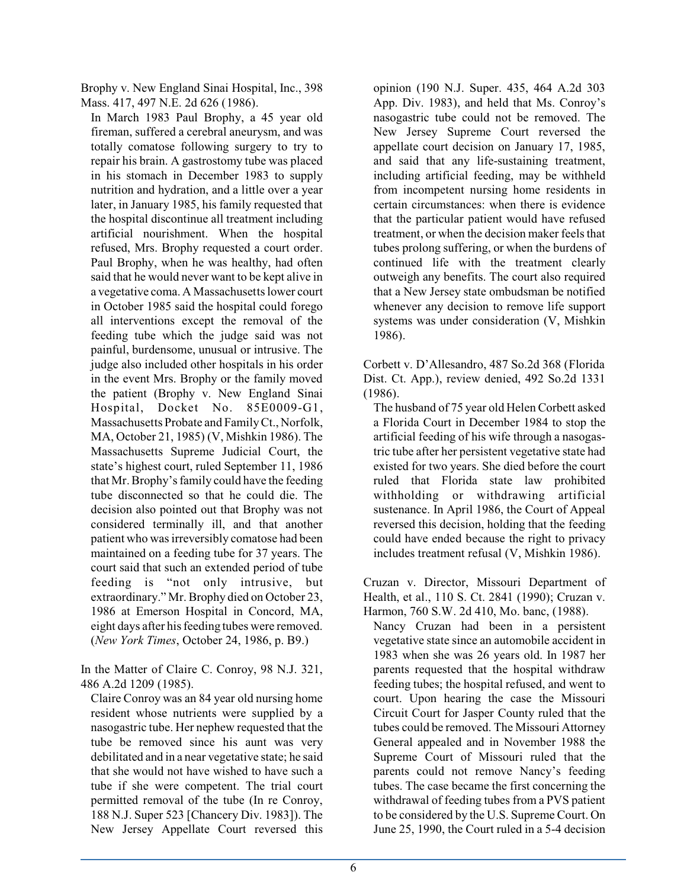Brophy v. New England Sinai Hospital, Inc., 398 Mass. 417, 497 N.E. 2d 626 (1986).

In March 1983 Paul Brophy, a 45 year old fireman, suffered a cerebral aneurysm, and was totally comatose following surgery to try to repair his brain. A gastrostomy tube was placed in his stomach in December 1983 to supply nutrition and hydration, and a little over a year later, in January 1985, his family requested that the hospital discontinue all treatment including artificial nourishment. When the hospital refused, Mrs. Brophy requested a court order. Paul Brophy, when he was healthy, had often said that he would never want to be kept alive in a vegetative coma. A Massachusetts lower court in October 1985 said the hospital could forego all interventions except the removal of the feeding tube which the judge said was not painful, burdensome, unusual or intrusive. The judge also included other hospitals in his order in the event Mrs. Brophy or the family moved the patient (Brophy v. New England Sinai Hospital, Docket No. 85E0009-G1, Massachusetts Probate and Family Ct., Norfolk, MA, October 21, 1985) (V, Mishkin 1986). The Massachusetts Supreme Judicial Court, the state's highest court, ruled September 11, 1986 that Mr. Brophy's family could have the feeding tube disconnected so that he could die. The decision also pointed out that Brophy was not considered terminally ill, and that another patient who was irreversibly comatose had been maintained on a feeding tube for 37 years. The court said that such an extended period of tube feeding is "not only intrusive, but extraordinary." Mr. Brophy died on October 23, 1986 at Emerson Hospital in Concord, MA, eight days after his feeding tubes were removed. (*New York Times*, October 24, 1986, p. B9.)

In the Matter of Claire C. Conroy, 98 N.J. 321, 486 A.2d 1209 (1985).

Claire Conroy was an 84 year old nursing home resident whose nutrients were supplied by a nasogastric tube. Her nephew requested that the tube be removed since his aunt was very debilitated and in a near vegetative state; he said that she would not have wished to have such a tube if she were competent. The trial court permitted removal of the tube (In re Conroy, 188 N.J. Super 523 [Chancery Div. 1983]). The New Jersey Appellate Court reversed this opinion (190 N.J. Super. 435, 464 A.2d 303 App. Div. 1983), and held that Ms. Conroy's nasogastric tube could not be removed. The New Jersey Supreme Court reversed the appellate court decision on January 17, 1985, and said that any life-sustaining treatment, including artificial feeding, may be withheld from incompetent nursing home residents in certain circumstances: when there is evidence that the particular patient would have refused treatment, or when the decision maker feels that tubes prolong suffering, or when the burdens of continued life with the treatment clearly outweigh any benefits. The court also required that a New Jersey state ombudsman be notified whenever any decision to remove life support systems was under consideration (V, Mishkin 1986).

Corbett v. D'Allesandro, 487 So.2d 368 (Florida Dist. Ct. App.), review denied, 492 So.2d 1331 (1986).

The husband of 75 year old Helen Corbett asked a Florida Court in December 1984 to stop the artificial feeding of his wife through a nasogastric tube after her persistent vegetative state had existed for two years. She died before the court ruled that Florida state law prohibited withholding or withdrawing artificial sustenance. In April 1986, the Court of Appeal reversed this decision, holding that the feeding could have ended because the right to privacy includes treatment refusal (V, Mishkin 1986).

Cruzan v. Director, Missouri Department of Health, et al., 110 S. Ct. 2841 (1990); Cruzan v. Harmon, 760 S.W. 2d 410, Mo. banc, (1988).

Nancy Cruzan had been in a persistent vegetative state since an automobile accident in 1983 when she was 26 years old. In 1987 her parents requested that the hospital withdraw feeding tubes; the hospital refused, and went to court. Upon hearing the case the Missouri Circuit Court for Jasper County ruled that the tubes could be removed. The Missouri Attorney General appealed and in November 1988 the Supreme Court of Missouri ruled that the parents could not remove Nancy's feeding tubes. The case became the first concerning the withdrawal of feeding tubes from a PVS patient to be considered by the U.S. Supreme Court. On June 25, 1990, the Court ruled in a 5-4 decision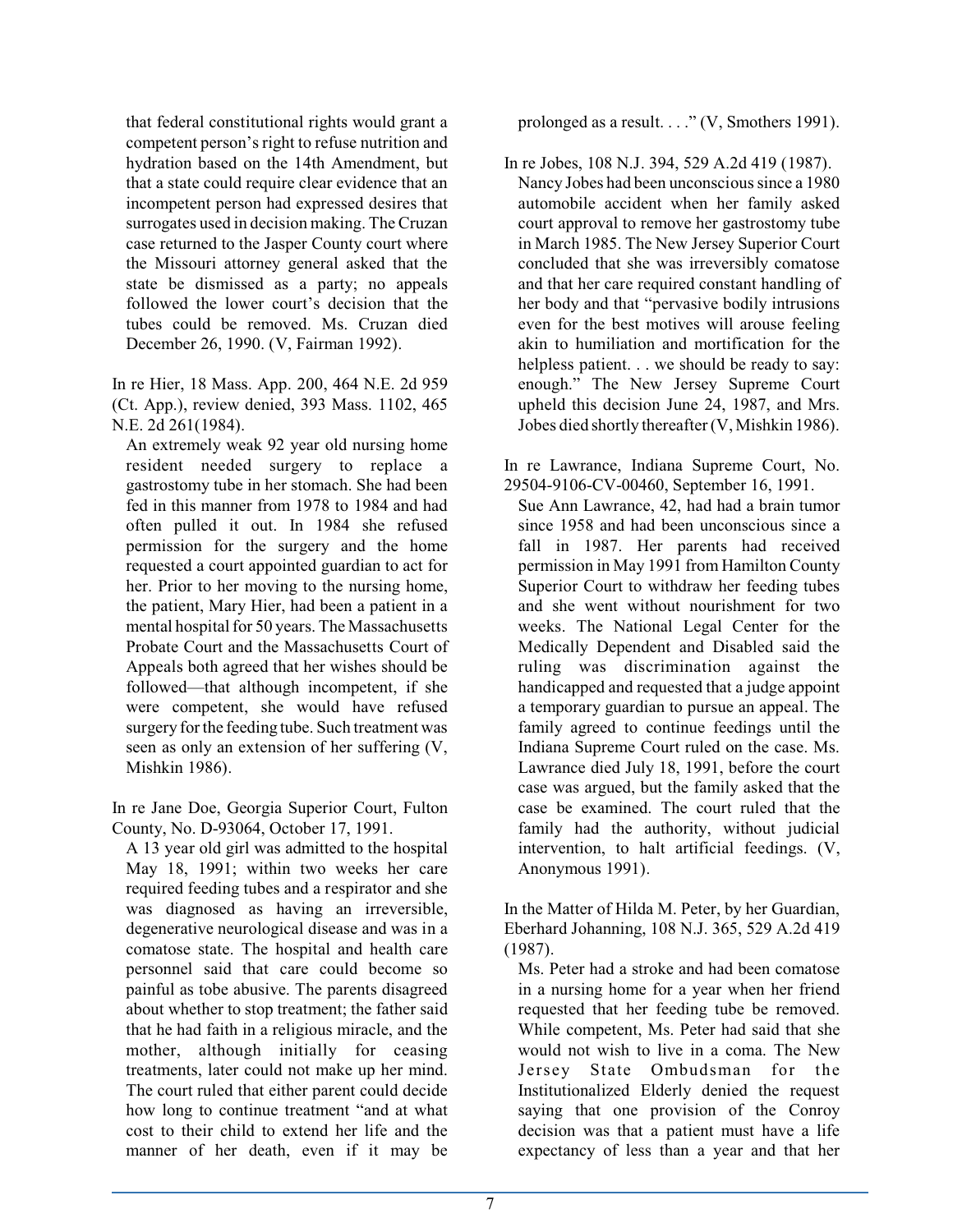that federal constitutional rights would grant a competent person's right to refuse nutrition and hydration based on the 14th Amendment, but that a state could require clear evidence that an incompetent person had expressed desires that surrogates used in decision making. The Cruzan case returned to the Jasper County court where the Missouri attorney general asked that the state be dismissed as a party; no appeals followed the lower court's decision that the tubes could be removed. Ms. Cruzan died December 26, 1990. (V, Fairman 1992).

In re Hier, 18 Mass. App. 200, 464 N.E. 2d 959 (Ct. App.), review denied, 393 Mass. 1102, 465 N.E. 2d 261(1984).

An extremely weak 92 year old nursing home resident needed surgery to replace a gastrostomy tube in her stomach. She had been fed in this manner from 1978 to 1984 and had often pulled it out. In 1984 she refused permission for the surgery and the home requested a court appointed guardian to act for her. Prior to her moving to the nursing home, the patient, Mary Hier, had been a patient in a mental hospital for 50 years. The Massachusetts Probate Court and the Massachusetts Court of Appeals both agreed that her wishes should be followed—that although incompetent, if she were competent, she would have refused surgery for the feeding tube. Such treatment was seen as only an extension of her suffering (V, Mishkin 1986).

In re Jane Doe, Georgia Superior Court, Fulton County, No. D-93064, October 17, 1991.

A 13 year old girl was admitted to the hospital May 18, 1991; within two weeks her care required feeding tubes and a respirator and she was diagnosed as having an irreversible, degenerative neurological disease and was in a comatose state. The hospital and health care personnel said that care could become so painful as tobe abusive. The parents disagreed about whether to stop treatment; the father said that he had faith in a religious miracle, and the mother, although initially for ceasing treatments, later could not make up her mind. The court ruled that either parent could decide how long to continue treatment "and at what cost to their child to extend her life and the manner of her death, even if it may be prolonged as a result. . . ." (V, Smothers 1991).

In re Jobes, 108 N.J. 394, 529 A.2d 419 (1987).

Nancy Jobes had been unconscious since a 1980 automobile accident when her family asked court approval to remove her gastrostomy tube in March 1985. The New Jersey Superior Court concluded that she was irreversibly comatose and that her care required constant handling of her body and that "pervasive bodily intrusions even for the best motives will arouse feeling akin to humiliation and mortification for the helpless patient. . . we should be ready to say: enough." The New Jersey Supreme Court upheld this decision June 24, 1987, and Mrs. Jobes died shortly thereafter (V, Mishkin 1986).

In re Lawrance, Indiana Supreme Court, No. 29504-9106-CV-00460, September 16, 1991.

Sue Ann Lawrance, 42, had had a brain tumor since 1958 and had been unconscious since a fall in 1987. Her parents had received permission in May 1991 from Hamilton County Superior Court to withdraw her feeding tubes and she went without nourishment for two weeks. The National Legal Center for the Medically Dependent and Disabled said the ruling was discrimination against the handicapped and requested that a judge appoint a temporary guardian to pursue an appeal. The family agreed to continue feedings until the Indiana Supreme Court ruled on the case. Ms. Lawrance died July 18, 1991, before the court case was argued, but the family asked that the case be examined. The court ruled that the family had the authority, without judicial intervention, to halt artificial feedings. (V, Anonymous 1991).

In the Matter of Hilda M. Peter, by her Guardian, Eberhard Johanning, 108 N.J. 365, 529 A.2d 419 (1987).

Ms. Peter had a stroke and had been comatose in a nursing home for a year when her friend requested that her feeding tube be removed. While competent, Ms. Peter had said that she would not wish to live in a coma. The New Jersey State Ombudsman for the Institutionalized Elderly denied the request saying that one provision of the Conroy decision was that a patient must have a life expectancy of less than a year and that her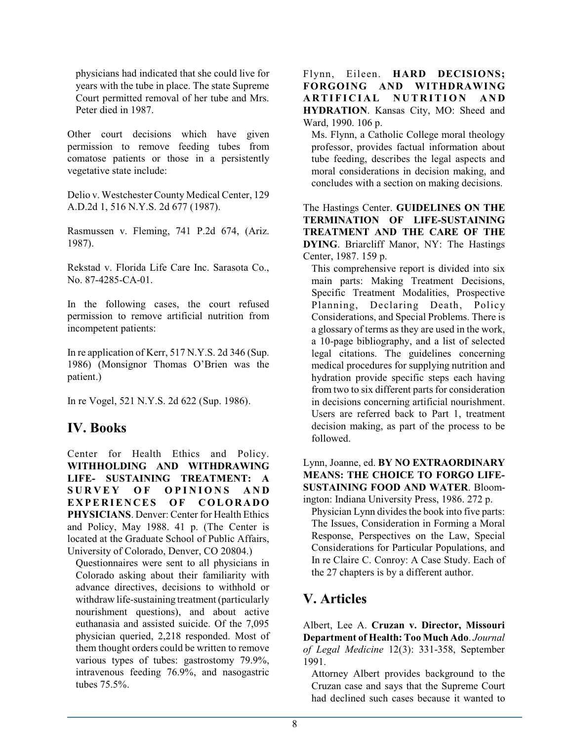physicians had indicated that she could live for years with the tube in place. The state Supreme Court permitted removal of her tube and Mrs. Peter died in 1987.

Other court decisions which have given permission to remove feeding tubes from comatose patients or those in a persistently vegetative state include:

Delio v. Westchester County Medical Center, 129 A.D.2d 1, 516 N.Y.S. 2d 677 (1987).

Rasmussen v. Fleming, 741 P.2d 674, (Ariz. 1987).

Rekstad v. Florida Life Care Inc. Sarasota Co., No. 87-4285-CA-01.

In the following cases, the court refused permission to remove artificial nutrition from incompetent patients:

In re application of Kerr, 517 N.Y.S. 2d 346 (Sup. 1986) (Monsignor Thomas O'Brien was the patient.)

In re Vogel, 521 N.Y.S. 2d 622 (Sup. 1986).

## IV. Books

Center for Health Ethics and Policy. **WITHHOLDING AND WITHDRAWING LIFE- SUSTAINING TREATMENT: A SURVEY OF OPINIONS AND EXPERIENCES OF COLORADO PHYSICIANS**. Denver: Center for Health Ethics and Policy, May 1988. 41 p. (The Center is located at the Graduate School of Public Affairs, University of Colorado, Denver, CO 20804.)

Questionnaires were sent to all physicians in Colorado asking about their familiarity with advance directives, decisions to withhold or withdraw life-sustaining treatment (particularly nourishment questions), and about active euthanasia and assisted suicide. Of the 7,095 physician queried, 2,218 responded. Most of them thought orders could be written to remove various types of tubes: gastrostomy 79.9%, intravenous feeding 76.9%, and nasogastric tubes 75.5%.

Flynn, Eileen. **HARD DECISIONS; FORGOING AND WITHDRAWING ARTIFICIAL NUTRITION AND HYDRATION**. Kansas City, MO: Sheed and Ward, 1990. 106 p.

Ms. Flynn, a Catholic College moral theology professor, provides factual information about tube feeding, describes the legal aspects and moral considerations in decision making, and concludes with a section on making decisions.

The Hastings Center. **GUIDELINES ON THE TERMINATION OF LIFE-SUSTAINING TREATMENT AND THE CARE OF THE DYING**. Briarcliff Manor, NY: The Hastings Center, 1987. 159 p.

This comprehensive report is divided into six main parts: Making Treatment Decisions, Specific Treatment Modalities, Prospective Planning, Declaring Death, Policy Considerations, and Special Problems. There is a glossary of terms as they are used in the work, a 10-page bibliography, and a list of selected legal citations. The guidelines concerning medical procedures for supplying nutrition and hydration provide specific steps each having from two to six different parts for consideration in decisions concerning artificial nourishment. Users are referred back to Part 1, treatment decision making, as part of the process to be followed.

Lynn, Joanne, ed. **BY NO EXTRAORDINARY MEANS: THE CHOICE TO FORGO LIFE-SUSTAINING FOOD AND WATER**. Bloomington: Indiana University Press, 1986. 272 p.

Physician Lynn divides the book into five parts: The Issues, Consideration in Forming a Moral Response, Perspectives on the Law, Special Considerations for Particular Populations, and In re Claire C. Conroy: A Case Study. Each of the 27 chapters is by a different author.

## V. Articles

Albert, Lee A. **Cruzan v. Director, Missouri Department of Health: Too Much Ado**. *Journal of Legal Medicine* 12(3): 331-358, September 1991.

Attorney Albert provides background to the Cruzan case and says that the Supreme Court had declined such cases because it wanted to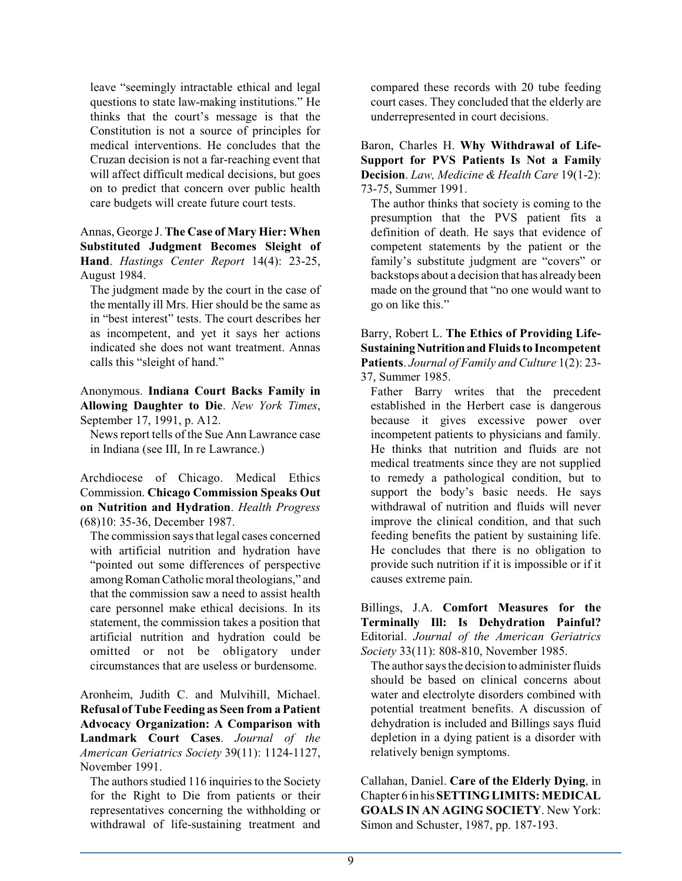leave "seemingly intractable ethical and legal questions to state law-making institutions." He thinks that the court's message is that the Constitution is not a source of principles for medical interventions. He concludes that the Cruzan decision is not a far-reaching event that will affect difficult medical decisions, but goes on to predict that concern over public health care budgets will create future court tests.

Annas, George J. **The Case of Mary Hier: When Substituted Judgment Becomes Sleight of Hand**. *Hastings Center Report* 14(4): 23-25, August 1984.

The judgment made by the court in the case of the mentally ill Mrs. Hier should be the same as in "best interest" tests. The court describes her as incompetent, and yet it says her actions indicated she does not want treatment. Annas calls this "sleight of hand."

Anonymous. **Indiana Court Backs Family in Allowing Daughter to Die**. *New York Times*, September 17, 1991, p. A12.

News report tells of the Sue Ann Lawrance case in Indiana (see III, In re Lawrance.)

Archdiocese of Chicago. Medical Ethics Commission. **Chicago Commission Speaks Out on Nutrition and Hydration**. *Health Progress* (68)10: 35-36, December 1987.

The commission says that legal cases concerned with artificial nutrition and hydration have "pointed out some differences of perspective among Roman Catholic moral theologians," and that the commission saw a need to assist health care personnel make ethical decisions. In its statement, the commission takes a position that artificial nutrition and hydration could be omitted or not be obligatory under circumstances that are useless or burdensome.

Aronheim, Judith C. and Mulvihill, Michael. **Refusal of Tube Feeding as Seen from a Patient Advocacy Organization: A Comparison with Landmark Court Cases**. *Journal of the American Geriatrics Society* 39(11): 1124-1127, November 1991.

The authors studied 116 inquiries to the Society for the Right to Die from patients or their representatives concerning the withholding or withdrawal of life-sustaining treatment and compared these records with 20 tube feeding court cases. They concluded that the elderly are underrepresented in court decisions.

Baron, Charles H. **Why Withdrawal of Life-Support for PVS Patients Is Not a Family Decision**. *Law, Medicine & Health Care* 19(1-2): 73-75, Summer 1991.

The author thinks that society is coming to the presumption that the PVS patient fits a definition of death. He says that evidence of competent statements by the patient or the family's substitute judgment are "covers" or backstops about a decision that has already been made on the ground that "no one would want to go on like this."

Barry, Robert L. **The Ethics of Providing Life-Sustaining Nutrition and Fluids to Incompetent Patients**. *Journal of Family and Culture* 1(2): 23-37, Summer 1985.

Father Barry writes that the precedent established in the Herbert case is dangerous because it gives excessive power over incompetent patients to physicians and family. He thinks that nutrition and fluids are not medical treatments since they are not supplied to remedy a pathological condition, but to support the body's basic needs. He says withdrawal of nutrition and fluids will never improve the clinical condition, and that such feeding benefits the patient by sustaining life. He concludes that there is no obligation to provide such nutrition if it is impossible or if it causes extreme pain.

Billings, J.A. **Comfort Measures for the Terminally Ill: Is Dehydration Painful?** Editorial. *Journal of the American Geriatrics Society* 33(11): 808-810, November 1985.

The author says the decision to administer fluids should be based on clinical concerns about water and electrolyte disorders combined with potential treatment benefits. A discussion of dehydration is included and Billings says fluid depletion in a dying patient is a disorder with relatively benign symptoms.

Callahan, Daniel. **Care of the Elderly Dying**, in Chapter 6 in his **SETTING LIMITS: MEDICAL GOALS IN AN AGING SOCIETY**. New York: Simon and Schuster, 1987, pp. 187-193.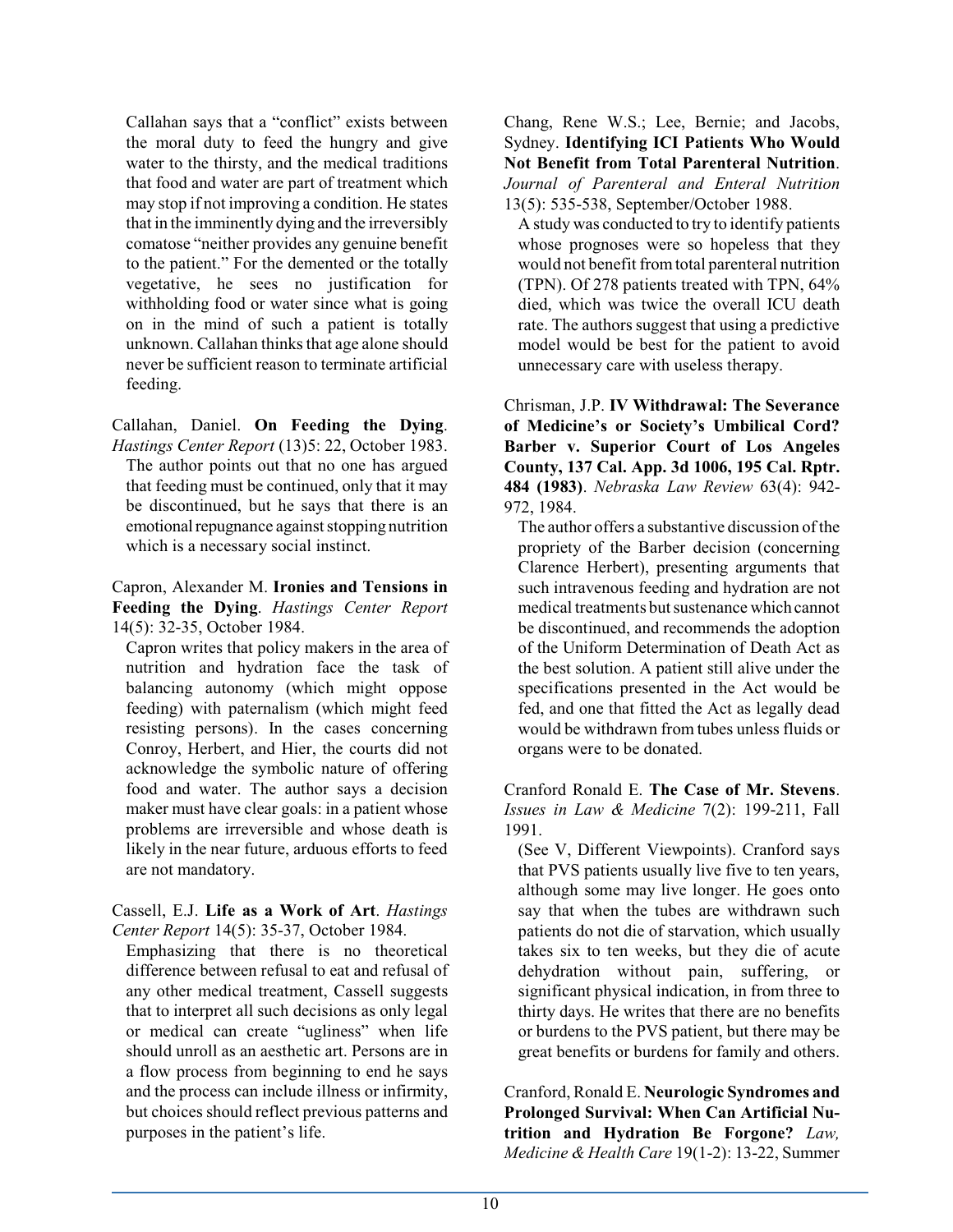Callahan says that a "conflict" exists between the moral duty to feed the hungry and give water to the thirsty, and the medical traditions that food and water are part of treatment which may stop if not improving a condition. He states that in the imminently dying and the irreversibly comatose "neither provides any genuine benefit to the patient." For the demented or the totally vegetative, he sees no justification for withholding food or water since what is going on in the mind of such a patient is totally unknown. Callahan thinks that age alone should never be sufficient reason to terminate artificial feeding.

Callahan, Daniel. **On Feeding the Dying**. *Hastings Center Report* (13)5: 22, October 1983.

The author points out that no one has argued that feeding must be continued, only that it may be discontinued, but he says that there is an emotional repugnance against stopping nutrition which is a necessary social instinct.

Capron, Alexander M. **Ironies and Tensions in Feeding the Dying**. *Hastings Center Report* 14(5): 32-35, October 1984.

Capron writes that policy makers in the area of nutrition and hydration face the task of balancing autonomy (which might oppose feeding) with paternalism (which might feed resisting persons). In the cases concerning Conroy, Herbert, and Hier, the courts did not acknowledge the symbolic nature of offering food and water. The author says a decision maker must have clear goals: in a patient whose problems are irreversible and whose death is likely in the near future, arduous efforts to feed are not mandatory.

Cassell, E.J. **Life as a Work of Art**. *Hastings Center Report* 14(5): 35-37, October 1984.

Emphasizing that there is no theoretical difference between refusal to eat and refusal of any other medical treatment, Cassell suggests that to interpret all such decisions as only legal or medical can create "ugliness" when life should unroll as an aesthetic art. Persons are in a flow process from beginning to end he says and the process can include illness or infirmity, but choices should reflect previous patterns and purposes in the patient's life.

Chang, Rene W.S.; Lee, Bernie; and Jacobs, Sydney. **Identifying ICI Patients Who Would Not Benefit from Total Parenteral Nutrition**. *Journal of Parenteral and Enteral Nutrition* 13(5): 535-538, September/October 1988.

A study was conducted to try to identify patients whose prognoses were so hopeless that they would not benefit from total parenteral nutrition (TPN). Of 278 patients treated with TPN, 64% died, which was twice the overall ICU death rate. The authors suggest that using a predictive model would be best for the patient to avoid unnecessary care with useless therapy.

Chrisman, J.P. **IV Withdrawal: The Severance of Medicine's or Society's Umbilical Cord? Barber v. Superior Court of Los Angeles County, 137 Cal. App. 3d 1006, 195 Cal. Rptr. 484 (1983)**. *Nebraska Law Review* 63(4): 942-972, 1984.

The author offers a substantive discussion of the propriety of the Barber decision (concerning Clarence Herbert), presenting arguments that such intravenous feeding and hydration are not medical treatments but sustenance which cannot be discontinued, and recommends the adoption of the Uniform Determination of Death Act as the best solution. A patient still alive under the specifications presented in the Act would be fed, and one that fitted the Act as legally dead would be withdrawn from tubes unless fluids or organs were to be donated.

Cranford Ronald E. **The Case of Mr. Stevens**. *Issues in Law & Medicine* 7(2): 199-211, Fall 1991.

(See V, Different Viewpoints). Cranford says that PVS patients usually live five to ten years, although some may live longer. He goes onto say that when the tubes are withdrawn such patients do not die of starvation, which usually takes six to ten weeks, but they die of acute dehydration without pain, suffering, or significant physical indication, in from three to thirty days. He writes that there are no benefits or burdens to the PVS patient, but there may be great benefits or burdens for family and others.

Cranford, Ronald E. **Neurologic Syndromes and Prolonged Survival: When Can Artificial Nutrition and Hydration Be Forgone?** *Law, Medicine & Health Care* 19(1-2): 13-22, Summer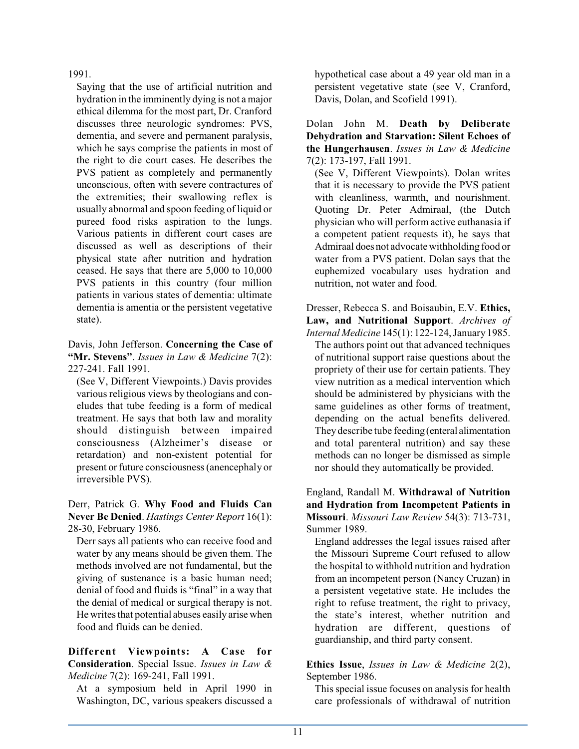1991.

Saying that the use of artificial nutrition and hydration in the imminently dying is not a major ethical dilemma for the most part, Dr. Cranford discusses three neurologic syndromes: PVS, dementia, and severe and permanent paralysis, which he says comprise the patients in most of the right to die court cases. He describes the PVS patient as completely and permanently unconscious, often with severe contractures of the extremities; their swallowing reflex is usually abnormal and spoon feeding of liquid or pureed food risks aspiration to the lungs. Various patients in different court cases are discussed as well as descriptions of their physical state after nutrition and hydration ceased. He says that there are 5,000 to 10,000 PVS patients in this country (four million patients in various states of dementia: ultimate dementia is amentia or the persistent vegetative state).

Davis, John Jefferson. **Concerning the Case of "Mr. Stevens"**. *Issues in Law & Medicine* 7(2): 227-241. Fall 1991.

(See V, Different Viewpoints.) Davis provides various religious views by theologians and concludes that tube feeding is a form of medical treatment. He says that both law and morality should distinguish between impaired consciousness (Alzheimer's disease or retardation) and non-existent potential for present or future consciousness (anencephaly or irreversible PVS).

Derr, Patrick G. **Why Food and Fluids Can Never Be Denied**. *Hastings Center Report* 16(1): 28-30, February 1986.

Derr says all patients who can receive food and water by any means should be given them. The methods involved are not fundamental, but the giving of sustenance is a basic human need; denial of food and fluids is "final" in a way that the denial of medical or surgical therapy is not. He writes that potential abuses easily arise when food and fluids can be denied.

**Different Viewpoints: A Case for Consideration**. Special Issue. *Issues in Law & Medicine* 7(2): 169-241, Fall 1991.

At a symposium held in April 1990 in Washington, DC, various speakers discussed a hypothetical case about a 49 year old man in a persistent vegetative state (see V, Cranford, Davis, Dolan, and Scofield 1991).

Dolan John M. **Death by Deliberate Dehydration and Starvation: Silent Echoes of the Hungerhausen**. *Issues in Law & Medicine* 7(2): 173-197, Fall 1991.

(See V, Different Viewpoints). Dolan writes that it is necessary to provide the PVS patient with cleanliness, warmth, and nourishment. Quoting Dr. Peter Admiraal, (the Dutch physician who will perform active euthanasia if a competent patient requests it), he says that Admiraal does not advocate withholding food or water from a PVS patient. Dolan says that the euphemized vocabulary uses hydration and nutrition, not water and food.

Dresser, Rebecca S. and Boisaubin, E.V. **Ethics, Law, and Nutritional Support**. *Archives of Internal Medicine* 145(1): 122-124, January 1985.

The authors point out that advanced techniques of nutritional support raise questions about the propriety of their use for certain patients. They view nutrition as a medical intervention which should be administered by physicians with the same guidelines as other forms of treatment, depending on the actual benefits delivered. They describe tube feeding (enteral alimentation and total parenteral nutrition) and say these methods can no longer be dismissed as simple nor should they automatically be provided.

England, Randall M. **Withdrawal of Nutrition and Hydration from Incompetent Patients in Missouri**. *Missouri Law Review* 54(3): 713-731, Summer 1989.

England addresses the legal issues raised after the Missouri Supreme Court refused to allow the hospital to withhold nutrition and hydration from an incompetent person (Nancy Cruzan) in a persistent vegetative state. He includes the right to refuse treatment, the right to privacy, the state's interest, whether nutrition and hydration are different, questions of guardianship, and third party consent.

**Ethics Issue**, *Issues in Law & Medicine* 2(2), September 1986.

This special issue focuses on analysis for health care professionals of withdrawal of nutrition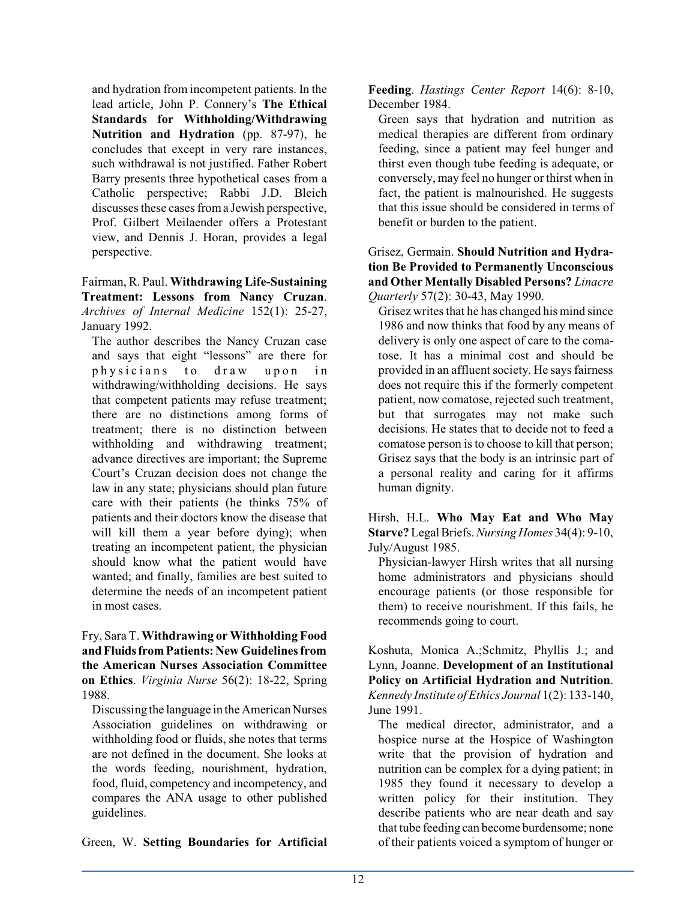and hydration from incompetent patients. In the lead article, John P. Connery's **The Ethical Standards for Withholding/Withdrawing Nutrition and Hydration** (pp. 87-97), he concludes that except in very rare instances, such withdrawal is not justified. Father Robert Barry presents three hypothetical cases from a Catholic perspective; Rabbi J.D. Bleich discusses these cases from a Jewish perspective, Prof. Gilbert Meilaender offers a Protestant view, and Dennis J. Horan, provides a legal perspective.

Fairman, R. Paul. **Withdrawing Life-Sustaining Treatment: Lessons from Nancy Cruzan**. *Archives of Internal Medicine* 152(1): 25-27, January 1992.

The author describes the Nancy Cruzan case and says that eight "lessons" are there for physicians to draw upon in withdrawing/withholding decisions. He says that competent patients may refuse treatment; there are no distinctions among forms of treatment; there is no distinction between withholding and withdrawing treatment; advance directives are important; the Supreme Court's Cruzan decision does not change the law in any state; physicians should plan future care with their patients (he thinks 75% of patients and their doctors know the disease that will kill them a year before dying); when treating an incompetent patient, the physician should know what the patient would have wanted; and finally, families are best suited to determine the needs of an incompetent patient in most cases.

Fry, Sara T. **Withdrawing or Withholding Food and Fluids from Patients: New Guidelines from the American Nurses Association Committee on Ethics**. *Virginia Nurse* 56(2): 18-22, Spring 1988.

Discussing the language in the American Nurses Association guidelines on withdrawing or withholding food or fluids, she notes that terms are not defined in the document. She looks at the words feeding, nourishment, hydration, food, fluid, competency and incompetency, and compares the ANA usage to other published guidelines.

Green, W. **Setting Boundaries for Artificial Feeding**. *Hastings Center Report* 14(6): 8-10, December 1984.

Green says that hydration and nutrition as medical therapies are different from ordinary feeding, since a patient may feel hunger and thirst even though tube feeding is adequate, or conversely, may feel no hunger or thirst when in fact, the patient is malnourished. He suggests that this issue should be considered in terms of benefit or burden to the patient.

Grisez, Germain. **Should Nutrition and Hydration Be Provided to Permanently Unconscious and Other Mentally Disabled Persons?** *Linacre Quarterly* 57(2): 30-43, May 1990.

Grisez writes that he has changed his mind since 1986 and now thinks that food by any means of delivery is only one aspect of care to the comatose. It has a minimal cost and should be provided in an affluent society. He says fairness does not require this if the formerly competent patient, now comatose, rejected such treatment, but that surrogates may not make such decisions. He states that to decide not to feed a comatose person is to choose to kill that person; Grisez says that the body is an intrinsic part of a personal reality and caring for it affirms human dignity.

Hirsh, H.L. **Who May Eat and Who May Starve?** Legal Briefs. *Nursing Homes* 34(4): 9-10, July/August 1985.

Physician-lawyer Hirsh writes that all nursing home administrators and physicians should encourage patients (or those responsible for them) to receive nourishment. If this fails, he recommends going to court.

Koshuta, Monica A.;Schmitz, Phyllis J.; and Lynn, Joanne. **Development of an Institutional Policy on Artificial Hydration and Nutrition**. *Kennedy Institute of Ethics Journal* 1(2): 133-140, June 1991.

The medical director, administrator, and a hospice nurse at the Hospice of Washington write that the provision of hydration and nutrition can be complex for a dying patient; in 1985 they found it necessary to develop a written policy for their institution. They describe patients who are near death and say that tube feeding can become burdensome; none of their patients voiced a symptom of hunger or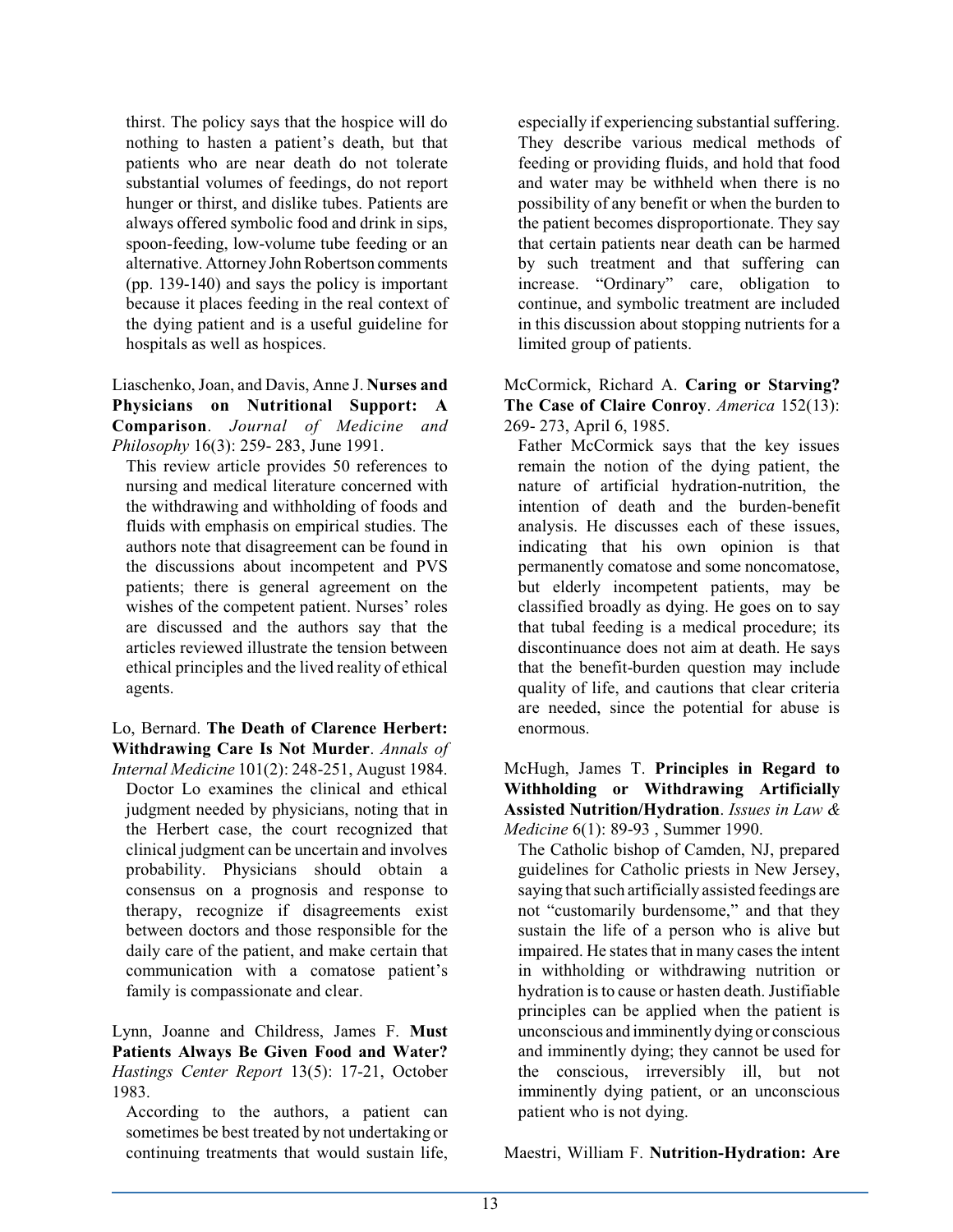thirst. The policy says that the hospice will do nothing to hasten a patient's death, but that patients who are near death do not tolerate substantial volumes of feedings, do not report hunger or thirst, and dislike tubes. Patients are always offered symbolic food and drink in sips, spoon-feeding, low-volume tube feeding or an alternative. Attorney John Robertson comments (pp. 139-140) and says the policy is important because it places feeding in the real context of the dying patient and is a useful guideline for hospitals as well as hospices.

Liaschenko, Joan, and Davis, Anne J. **Nurses and Physicians on Nutritional Support: A Comparison**. *Journal of Medicine and Philosophy* 16(3): 259- 283, June 1991.

This review article provides 50 references to nursing and medical literature concerned with the withdrawing and withholding of foods and fluids with emphasis on empirical studies. The authors note that disagreement can be found in the discussions about incompetent and PVS patients; there is general agreement on the wishes of the competent patient. Nurses' roles are discussed and the authors say that the articles reviewed illustrate the tension between ethical principles and the lived reality of ethical agents.

Lo, Bernard. **The Death of Clarence Herbert: Withdrawing Care Is Not Murder**. *Annals of Internal Medicine* 101(2): 248-251, August 1984.

Doctor Lo examines the clinical and ethical judgment needed by physicians, noting that in the Herbert case, the court recognized that clinical judgment can be uncertain and involves probability. Physicians should obtain a consensus on a prognosis and response to therapy, recognize if disagreements exist between doctors and those responsible for the daily care of the patient, and make certain that communication with a comatose patient's family is compassionate and clear.

Lynn, Joanne and Childress, James F. **Must Patients Always Be Given Food and Water?** *Hastings Center Report* 13(5): 17-21, October 1983.

According to the authors, a patient can sometimes be best treated by not undertaking or continuing treatments that would sustain life, especially if experiencing substantial suffering. They describe various medical methods of feeding or providing fluids, and hold that food and water may be withheld when there is no possibility of any benefit or when the burden to the patient becomes disproportionate. They say that certain patients near death can be harmed by such treatment and that suffering can increase. "Ordinary" care, obligation to continue, and symbolic treatment are included in this discussion about stopping nutrients for a limited group of patients.

McCormick, Richard A. **Caring or Starving? The Case of Claire Conroy**. *America* 152(13): 269- 273, April 6, 1985.

Father McCormick says that the key issues remain the notion of the dying patient, the nature of artificial hydration-nutrition, the intention of death and the burden-benefit analysis. He discusses each of these issues, indicating that his own opinion is that permanently comatose and some noncomatose, but elderly incompetent patients, may be classified broadly as dying. He goes on to say that tubal feeding is a medical procedure; its discontinuance does not aim at death. He says that the benefit-burden question may include quality of life, and cautions that clear criteria are needed, since the potential for abuse is enormous.

McHugh, James T. **Principles in Regard to Withholding or Withdrawing Artificially Assisted Nutrition/Hydration**. *Issues in Law & Medicine* 6(1): 89-93 , Summer 1990.

The Catholic bishop of Camden, NJ, prepared guidelines for Catholic priests in New Jersey, saying that such artificially assisted feedings are not "customarily burdensome," and that they sustain the life of a person who is alive but impaired. He states that in many cases the intent in withholding or withdrawing nutrition or hydration is to cause or hasten death. Justifiable principles can be applied when the patient is unconscious and imminently dying or conscious and imminently dying; they cannot be used for the conscious, irreversibly ill, but not imminently dying patient, or an unconscious patient who is not dying.

Maestri, William F. **Nutrition-Hydration: Are**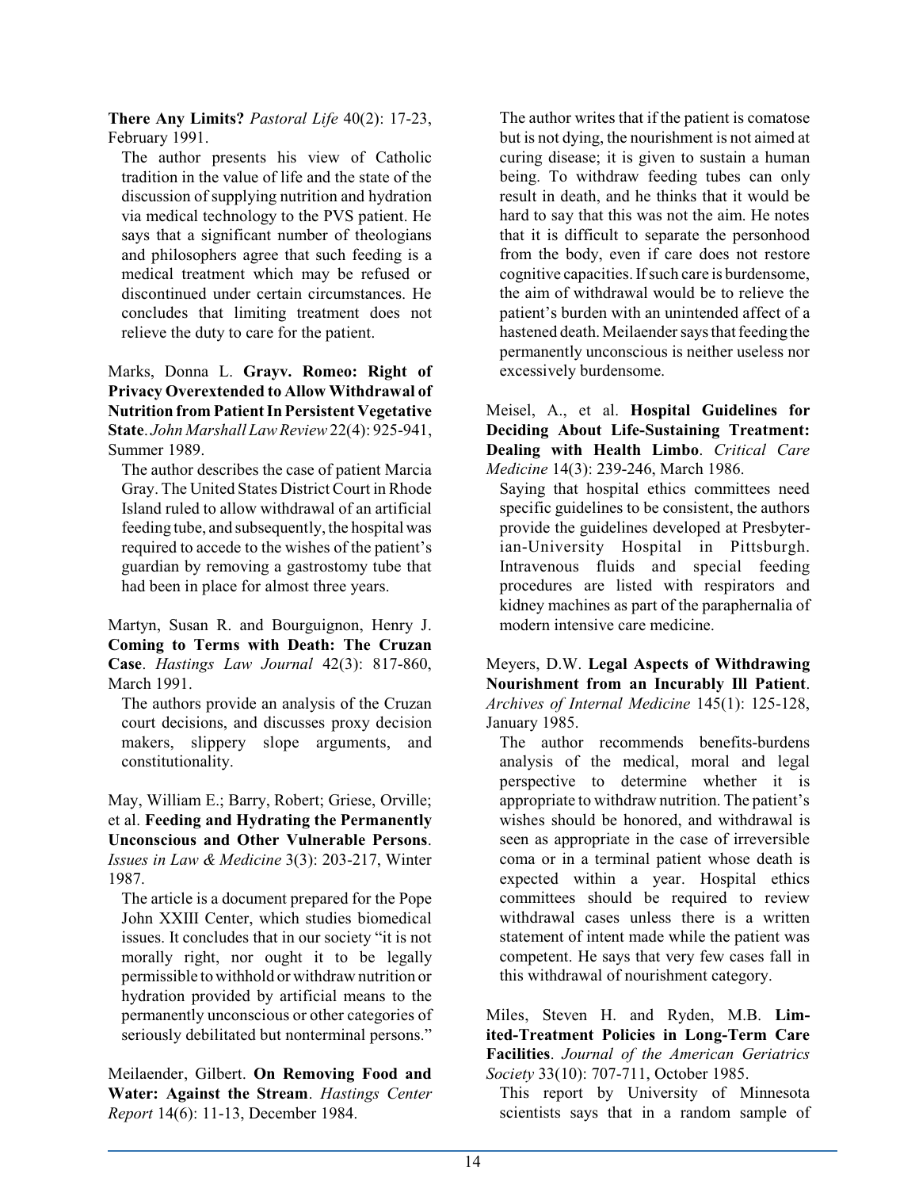**There Any Limits?** *Pastoral Life* 40(2): 17-23, February 1991.

The author presents his view of Catholic tradition in the value of life and the state of the discussion of supplying nutrition and hydration via medical technology to the PVS patient. He says that a significant number of theologians and philosophers agree that such feeding is a medical treatment which may be refused or discontinued under certain circumstances. He concludes that limiting treatment does not relieve the duty to care for the patient.

Marks, Donna L. **Grayv. Romeo: Right of Privacy Overextended to Allow Withdrawal of Nutrition from Patient In Persistent Vegetative State**. *John Marshall Law Review* 22(4): 925-941, Summer 1989.

The author describes the case of patient Marcia Gray. The United States District Court in Rhode Island ruled to allow withdrawal of an artificial feeding tube, and subsequently, the hospital was required to accede to the wishes of the patient's guardian by removing a gastrostomy tube that had been in place for almost three years.

Martyn, Susan R. and Bourguignon, Henry J. **Coming to Terms with Death: The Cruzan Case**. *Hastings Law Journal* 42(3): 817-860, March 1991.

The authors provide an analysis of the Cruzan court decisions, and discusses proxy decision makers, slippery slope arguments, and constitutionality.

May, William E.; Barry, Robert; Griese, Orville; et al. **Feeding and Hydrating the Permanently Unconscious and Other Vulnerable Persons**. *Issues in Law & Medicine* 3(3): 203-217, Winter 1987.

The article is a document prepared for the Pope John XXIII Center, which studies biomedical issues. It concludes that in our society "it is not morally right, nor ought it to be legally permissible to withhold or withdraw nutrition or hydration provided by artificial means to the permanently unconscious or other categories of seriously debilitated but nonterminal persons."

Meilaender, Gilbert. **On Removing Food and Water: Against the Stream**. *Hastings Center Report* 14(6): 11-13, December 1984.

The author writes that if the patient is comatose but is not dying, the nourishment is not aimed at curing disease; it is given to sustain a human being. To withdraw feeding tubes can only result in death, and he thinks that it would be hard to say that this was not the aim. He notes that it is difficult to separate the personhood from the body, even if care does not restore cognitive capacities. If such care is burdensome, the aim of withdrawal would be to relieve the patient's burden with an unintended affect of a hastened death. Meilaender says that feeding the permanently unconscious is neither useless nor excessively burdensome.

Meisel, A., et al. **Hospital Guidelines for Deciding About Life-Sustaining Treatment: Dealing with Health Limbo**. *Critical Care Medicine* 14(3): 239-246, March 1986.

Saying that hospital ethics committees need specific guidelines to be consistent, the authors provide the guidelines developed at Presbyterian-University Hospital in Pittsburgh. Intravenous fluids and special feeding procedures are listed with respirators and kidney machines as part of the paraphernalia of modern intensive care medicine.

Meyers, D.W. **Legal Aspects of Withdrawing Nourishment from an Incurably Ill Patient**. *Archives of Internal Medicine* 145(1): 125-128, January 1985.

The author recommends benefits-burdens analysis of the medical, moral and legal perspective to determine whether it is appropriate to withdraw nutrition. The patient's wishes should be honored, and withdrawal is seen as appropriate in the case of irreversible coma or in a terminal patient whose death is expected within a year. Hospital ethics committees should be required to review withdrawal cases unless there is a written statement of intent made while the patient was competent. He says that very few cases fall in this withdrawal of nourishment category.

Miles, Steven H. and Ryden, M.B. **Limited-Treatment Policies in Long-Term Care Facilities**. *Journal of the American Geriatrics Society* 33(10): 707-711, October 1985.

This report by University of Minnesota scientists says that in a random sample of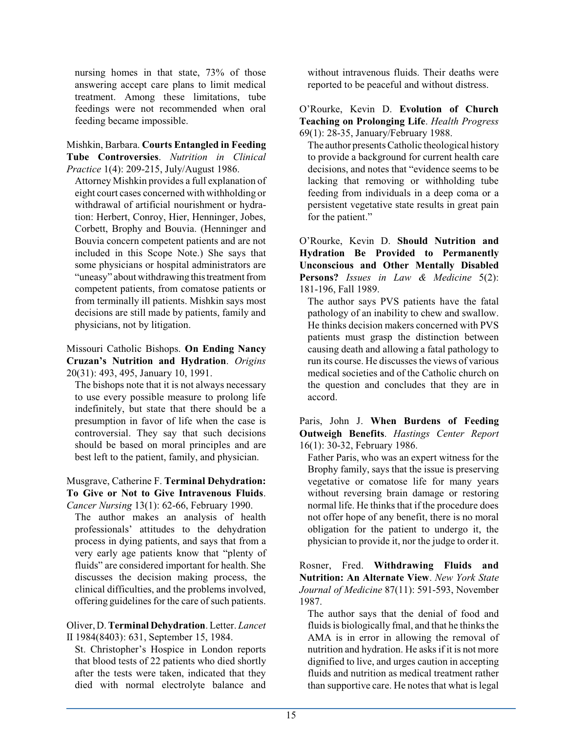nursing homes in that state, 73% of those answering accept care plans to limit medical treatment. Among these limitations, tube feedings were not recommended when oral feeding became impossible.

Mishkin, Barbara. **Courts Entangled in Feeding Tube Controversies**. *Nutrition in Clinical Practice* 1(4): 209-215, July/August 1986.

Attorney Mishkin provides a full explanation of eight court cases concerned with withholding or withdrawal of artificial nourishment or hydration: Herbert, Conroy, Hier, Henninger, Jobes, Corbett, Brophy and Bouvia. (Henninger and Bouvia concern competent patients and are not included in this Scope Note.) She says that some physicians or hospital administrators are "uneasy" about withdrawing this treatment from competent patients, from comatose patients or from terminally ill patients. Mishkin says most decisions are still made by patients, family and physicians, not by litigation.

Missouri Catholic Bishops. **On Ending Nancy Cruzan's Nutrition and Hydration**. *Origins* 20(31): 493, 495, January 10, 1991.

The bishops note that it is not always necessary to use every possible measure to prolong life indefinitely, but state that there should be a presumption in favor of life when the case is controversial. They say that such decisions should be based on moral principles and are best left to the patient, family, and physician.

Musgrave, Catherine F. **Terminal Dehydration: To Give or Not to Give Intravenous Fluids**. *Cancer Nursing* 13(1): 62-66, February 1990.

The author makes an analysis of health professionals' attitudes to the dehydration process in dying patients, and says that from a very early age patients know that "plenty of fluids" are considered important for health. She discusses the decision making process, the clinical difficulties, and the problems involved, offering guidelines for the care of such patients.

Oliver, D. **Terminal Dehydration**. Letter. *Lancet* II 1984(8403): 631, September 15, 1984.

St. Christopher's Hospice in London reports that blood tests of 22 patients who died shortly after the tests were taken, indicated that they died with normal electrolyte balance and without intravenous fluids. Their deaths were reported to be peaceful and without distress.

O'Rourke, Kevin D. **Evolution of Church Teaching on Prolonging Life**. *Health Progress* 69(1): 28-35, January/February 1988.

The author presents Catholic theological history to provide a background for current health care decisions, and notes that "evidence seems to be lacking that removing or withholding tube feeding from individuals in a deep coma or a persistent vegetative state results in great pain for the patient."

O'Rourke, Kevin D. **Should Nutrition and Hydration Be Provided to Permanently Unconscious and Other Mentally Disabled Persons?** *Issues in Law & Medicine* 5(2): 181-196, Fall 1989.

The author says PVS patients have the fatal pathology of an inability to chew and swallow. He thinks decision makers concerned with PVS patients must grasp the distinction between causing death and allowing a fatal pathology to run its course. He discusses the views of various medical societies and of the Catholic church on the question and concludes that they are in accord.

Paris, John J. **When Burdens of Feeding Outweigh Benefits**. *Hastings Center Report* 16(1): 30-32, February 1986.

Father Paris, who was an expert witness for the Brophy family, says that the issue is preserving vegetative or comatose life for many years without reversing brain damage or restoring normal life. He thinks that if the procedure does not offer hope of any benefit, there is no moral obligation for the patient to undergo it, the physician to provide it, nor the judge to order it.

Rosner, Fred. **Withdrawing Fluids and Nutrition: An Alternate View**. *New York State Journal of Medicine* 87(11): 591-593, November 1987.

The author says that the denial of food and fluids is biologically fmal, and that he thinks the AMA is in error in allowing the removal of nutrition and hydration. He asks if it is not more dignified to live, and urges caution in accepting fluids and nutrition as medical treatment rather than supportive care. He notes that what is legal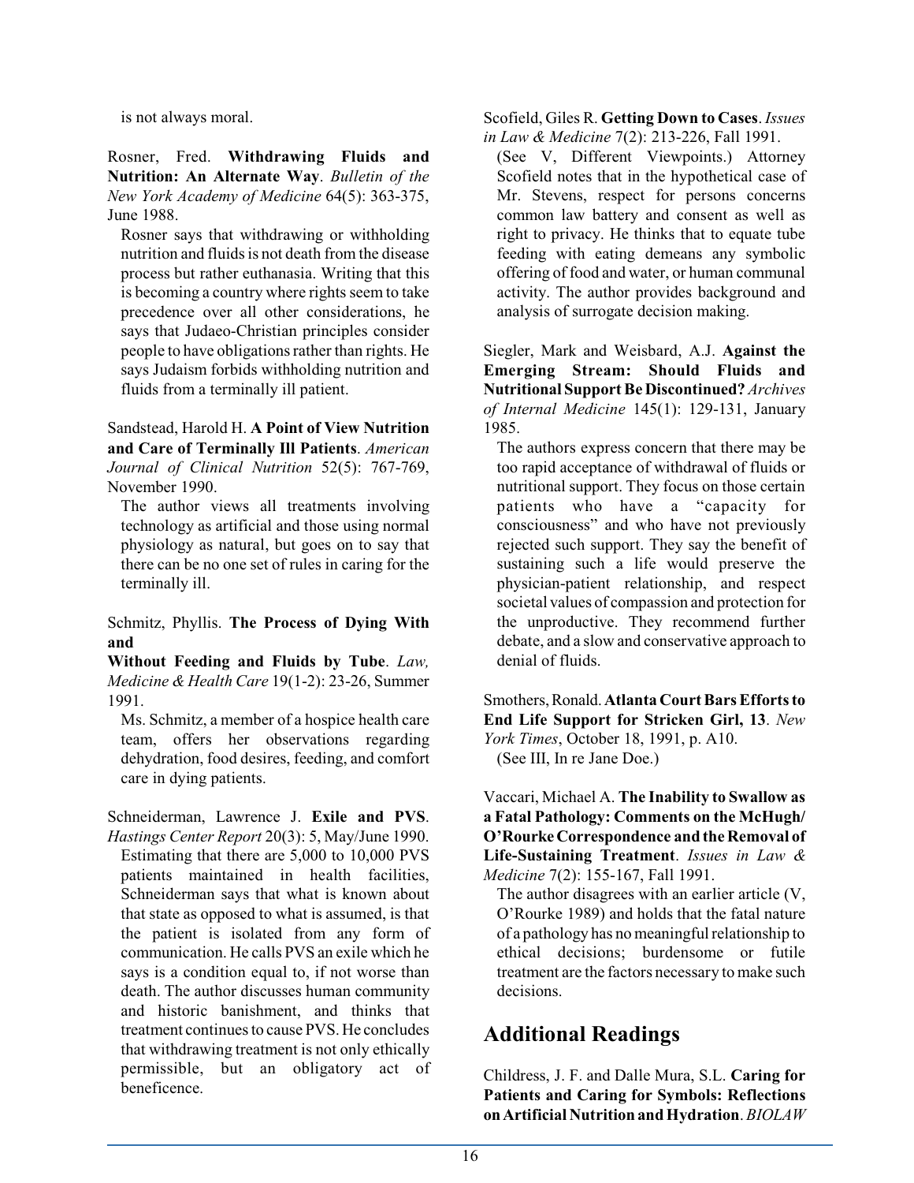is not always moral.

Rosner, Fred. **Withdrawing Fluids and Nutrition: An Alternate Way**. *Bulletin of the New York Academy of Medicine* 64(5): 363-375, June 1988.

Rosner says that withdrawing or withholding nutrition and fluids is not death from the disease process but rather euthanasia. Writing that this is becoming a country where rights seem to take precedence over all other considerations, he says that Judaeo-Christian principles consider people to have obligations rather than rights. He says Judaism forbids withholding nutrition and fluids from a terminally ill patient.

Sandstead, Harold H. **A Point of View Nutrition and Care of Terminally Ill Patients**. *American Journal of Clinical Nutrition* 52(5): 767-769, November 1990.

The author views all treatments involving technology as artificial and those using normal physiology as natural, but goes on to say that there can be no one set of rules in caring for the terminally ill.

Schmitz, Phyllis. **The Process of Dying With and Without Feeding and Fluids by Tube**. *Law, Medicine & Health Care* 19(1-2): 23-26, Summer 1991.

Ms. Schmitz, a member of a hospice health care team, offers her observations regarding dehydration, food desires, feeding, and comfort care in dying patients.

Schneiderman, Lawrence J. **Exile and PVS**. *Hastings Center Report* 20(3): 5, May/June 1990.

Estimating that there are 5,000 to 10,000 PVS patients maintained in health facilities, Schneiderman says that what is known about that state as opposed to what is assumed, is that the patient is isolated from any form of communication. He calls PVS an exile which he says is a condition equal to, if not worse than death. The author discusses human community and historic banishment, and thinks that treatment continues to cause PVS. He concludes that withdrawing treatment is not only ethically permissible, but an obligatory act of beneficence.

Scofield, Giles R. **Getting Down to Cases**. *Issues in Law & Medicine* 7(2): 213-226, Fall 1991.

(See V, Different Viewpoints.) Attorney Scofield notes that in the hypothetical case of Mr. Stevens, respect for persons concerns common law battery and consent as well as right to privacy. He thinks that to equate tube feeding with eating demeans any symbolic offering of food and water, or human communal activity. The author provides background and analysis of surrogate decision making.

Siegler, Mark and Weisbard, A.J. **Against the Emerging Stream: Should Fluids and Nutritional Support Be Discontinued?** *Archives of Internal Medicine* 145(1): 129-131, January 1985.

The authors express concern that there may be too rapid acceptance of withdrawal of fluids or nutritional support. They focus on those certain patients who have a "capacity for consciousness" and who have not previously rejected such support. They say the benefit of sustaining such a life would preserve the physician-patient relationship, and respect societal values of compassion and protection for the unproductive. They recommend further debate, and a slow and conservative approach to denial of fluids.

Smothers, Ronald. **Atlanta Court Bars Efforts to End Life Support for Stricken Girl, 13**. *New York Times*, October 18, 1991, p. A10.

(See III, In re Jane Doe.)

Vaccari, Michael A. **The Inability to Swallow as a Fatal Pathology: Comments on the McHugh/O'Rourke Correspondence and the Removal of Life-Sustaining Treatment**. *Issues in Law & Medicine* 7(2): 155-167, Fall 1991.

The author disagrees with an earlier article (V, O'Rourke 1989) and holds that the fatal nature of a pathology has no meaningful relationship to ethical decisions; burdensome or futile treatment are the factors necessary to make such decisions.

## Additional Readings

Childress, J. F. and Dalle Mura, S.L. **Caring for Patients and Caring for Symbols: Reflections on Artificial Nutrition and Hydration**. *BIOLAW*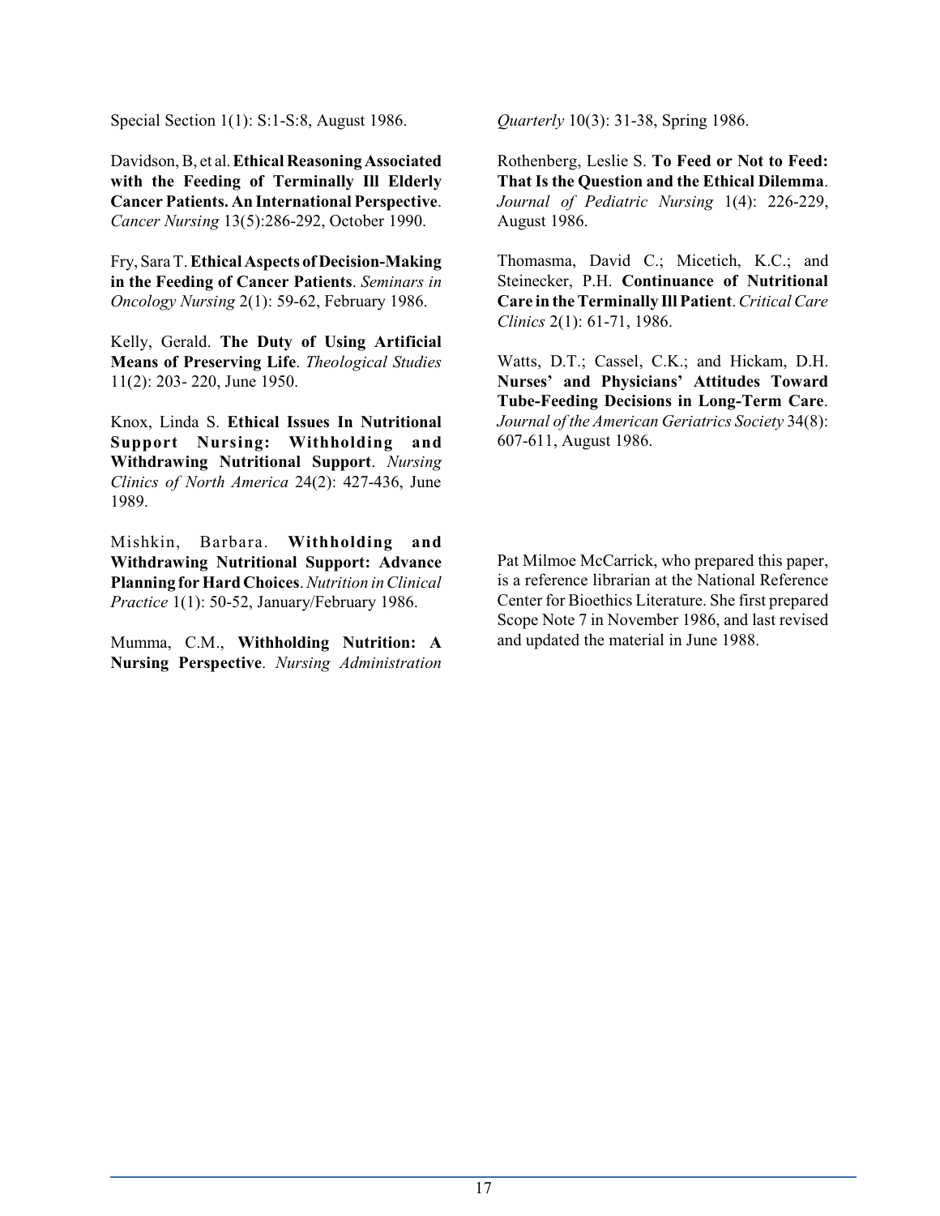Special Section 1(1): S:1-S:8, August 1986.

Davidson, B, et al. **Ethical Reasoning Associated with the Feeding of Terminally Ill Elderly Cancer Patients. An International Perspective**. *Cancer Nursing* 13(5):286-292, October 1990.

Fry, Sara T. **Ethical Aspects of Decision-Making in the Feeding of Cancer Patients**. *Seminars in Oncology Nursing* 2(1): 59-62, February 1986.

Kelly, Gerald. **The Duty of Using Artificial Means of Preserving Life**. *Theological Studies* 11(2): 203- 220, June 1950.

Knox, Linda S. **Ethical Issues In Nutritional Support Nursing: Withholding and Withdrawing Nutritional Support**. *Nursing Clinics of North America* 24(2): 427-436, June 1989.

Mishkin, Barbara. **Withholding and Withdrawing Nutritional Support: Advance Planning for Hard Choices**. *Nutrition in Clinical Practice* 1(1): 50-52, January/February 1986.

Mumma, C.M., **Withholding Nutrition: A Nursing Perspective**. *Nursing Administration Quarterly* 10(3): 31-38, Spring 1986.

Rothenberg, Leslie S. **To Feed or Not to Feed: That Is the Question and the Ethical Dilemma**. *Journal of Pediatric Nursing* 1(4): 226-229, August 1986.

Thomasma, David C.; Micetich, K.C.; and Steinecker, P.H. **Continuance of Nutritional Care in the Terminally Ill Patient**. *Critical Care Clinics* 2(1): 61-71, 1986.

Watts, D.T.; Cassel, C.K.; and Hickam, D.H. **Nurses' and Physicians' Attitudes Toward Tube-Feeding Decisions in Long-Term Care**. *Journal of the American Geriatrics Society* 34(8): 607-611, August 1986.

Pat Milmoe McCarrick, who prepared this paper, is a reference librarian at the National Reference Center for Bioethics Literature. She first prepared Scope Note 7 in November 1986, and last revised and updated the material in June 1988.